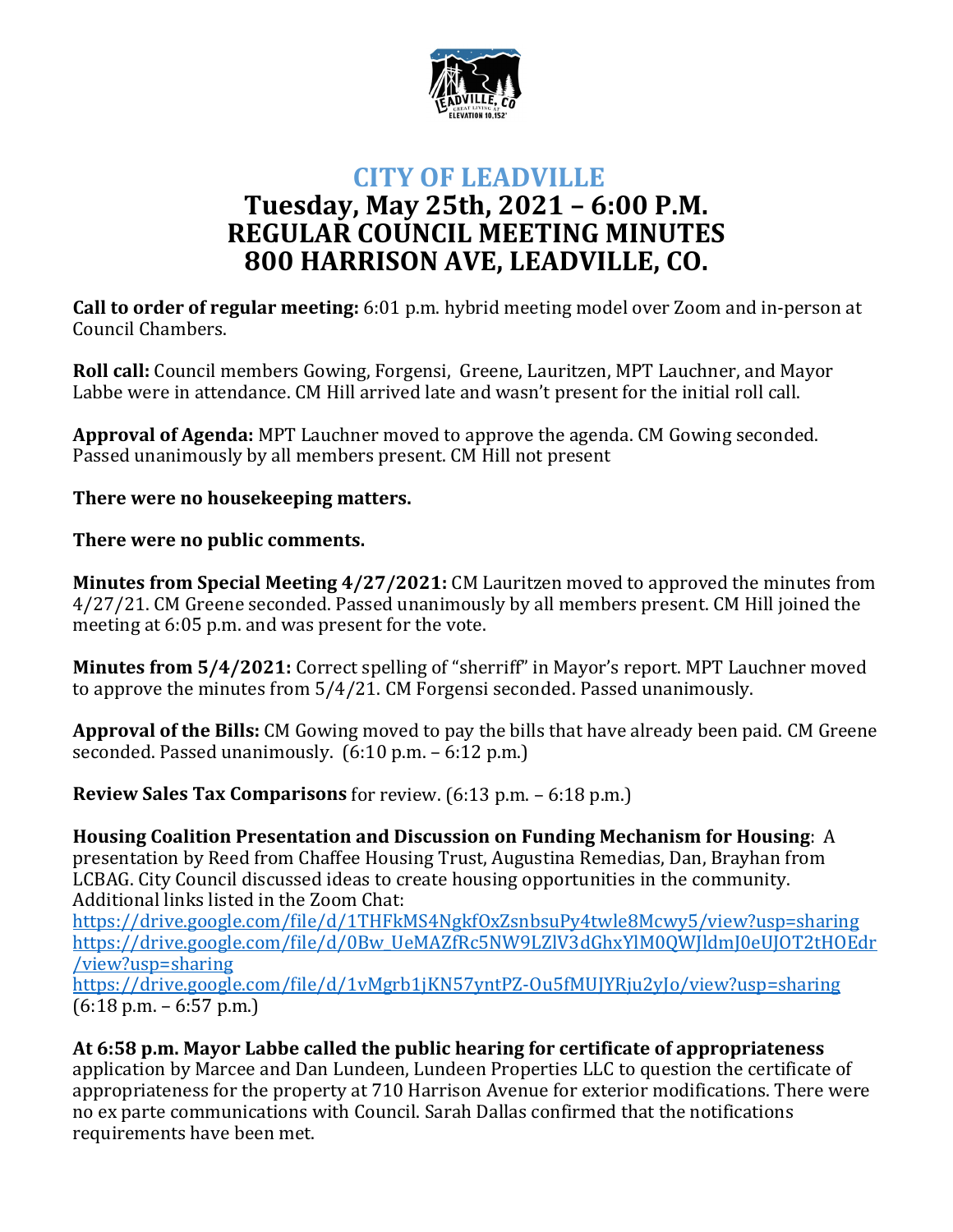# CITY OF LEADVILLE

## Tuesday, May 25th, 2021 – 6:00 P.M.
## REGULAR COUNCIL MEETING MINUTES
## 800 HARRISON AVE, LEADVILLE, CO.

**Call to order of regular meeting:** 6:01 p.m. hybrid meeting model over Zoom and in-person at Council Chambers.

**Roll call:** Council members Gowing, Forgensi, Greene, Lauritzen, MPT Lauchner, and Mayor Labbe were in attendance. CM Hill arrived late and wasn't present for the initial roll call.

**Approval of Agenda:** MPT Lauchner moved to approve the agenda. CM Gowing seconded. Passed unanimously by all members present. CM Hill not present

**There were no housekeeping matters.**

**There were no public comments.**

**Minutes from Special Meeting 4/27/2021:** CM Lauritzen moved to approved the minutes from 4/27/21. CM Greene seconded. Passed unanimously by all members present. CM Hill joined the meeting at 6:05 p.m. and was present for the vote.

**Minutes from 5/4/2021:** Correct spelling of "sherriff" in Mayor's report. MPT Lauchner moved to approve the minutes from 5/4/21. CM Forgensi seconded. Passed unanimously.

**Approval of the Bills:** CM Gowing moved to pay the bills that have already been paid. CM Greene seconded. Passed unanimously. (6:10 p.m. – 6:12 p.m.)

**Review Sales Tax Comparisons** for review. (6:13 p.m. – 6:18 p.m.)

**Housing Coalition Presentation and Discussion on Funding Mechanism for Housing**: A presentation by Reed from Chaffee Housing Trust, Augustina Remedias, Dan, Brayhan from LCBAG. City Council discussed ideas to create housing opportunities in the community. Additional links listed in the Zoom Chat:
https://drive.google.com/file/d/1THFkMS4NgkfOxZsnbsuPy4twle8Mcwy5/view?usp=sharing
https://drive.google.com/file/d/0Bw_UeMAZfRc5NW9LZlV3dGhxYlM0QWJldmJ0eUJOT2tHOEdr/view?usp=sharing
https://drive.google.com/file/d/1vMgrb1jKN57yntPZ-Ou5fMUJYRju2yJo/view?usp=sharing
(6:18 p.m. – 6:57 p.m.)

**At 6:58 p.m. Mayor Labbe called the public hearing for certificate of appropriateness** application by Marcee and Dan Lundeen, Lundeen Properties LLC to question the certificate of appropriateness for the property at 710 Harrison Avenue for exterior modifications. There were no ex parte communications with Council. Sarah Dallas confirmed that the notifications requirements have been met.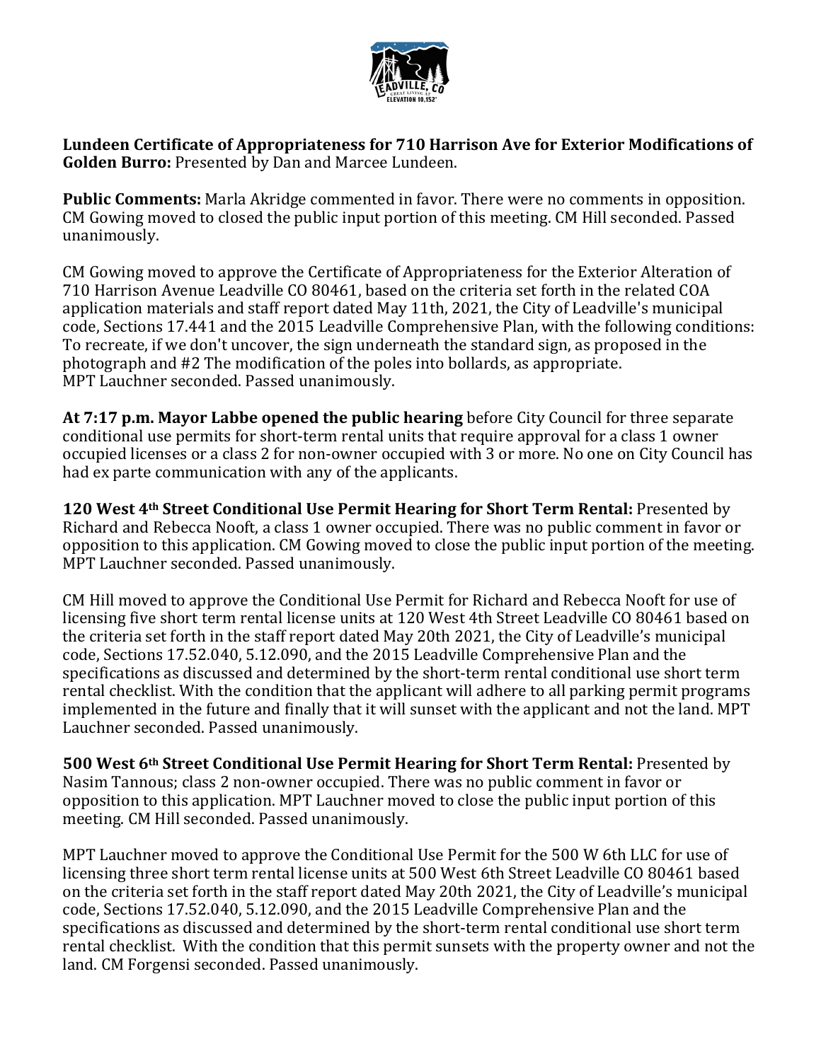**Lundeen Certificate of Appropriateness for 710 Harrison Ave for Exterior Modifications of Golden Burro:** Presented by Dan and Marcee Lundeen.

**Public Comments:** Marla Akridge commented in favor. There were no comments in opposition. CM Gowing moved to closed the public input portion of this meeting. CM Hill seconded. Passed unanimously.

CM Gowing moved to approve the Certificate of Appropriateness for the Exterior Alteration of 710 Harrison Avenue Leadville CO 80461, based on the criteria set forth in the related COA application materials and staff report dated May 11th, 2021, the City of Leadville's municipal code, Sections 17.441 and the 2015 Leadville Comprehensive Plan, with the following conditions: To recreate, if we don't uncover, the sign underneath the standard sign, as proposed in the photograph and #2 The modification of the poles into bollards, as appropriate. MPT Lauchner seconded. Passed unanimously.

**At 7:17 p.m. Mayor Labbe opened the public hearing** before City Council for three separate conditional use permits for short-term rental units that require approval for a class 1 owner occupied licenses or a class 2 for non-owner occupied with 3 or more. No one on City Council has had ex parte communication with any of the applicants.

**120 West 4th Street Conditional Use Permit Hearing for Short Term Rental:** Presented by Richard and Rebecca Nooft, a class 1 owner occupied. There was no public comment in favor or opposition to this application. CM Gowing moved to close the public input portion of the meeting. MPT Lauchner seconded. Passed unanimously.

CM Hill moved to approve the Conditional Use Permit for Richard and Rebecca Nooft for use of licensing five short term rental license units at 120 West 4th Street Leadville CO 80461 based on the criteria set forth in the staff report dated May 20th 2021, the City of Leadville's municipal code, Sections 17.52.040, 5.12.090, and the 2015 Leadville Comprehensive Plan and the specifications as discussed and determined by the short-term rental conditional use short term rental checklist. With the condition that the applicant will adhere to all parking permit programs implemented in the future and finally that it will sunset with the applicant and not the land. MPT Lauchner seconded. Passed unanimously.

**500 West 6th Street Conditional Use Permit Hearing for Short Term Rental:** Presented by Nasim Tannous; class 2 non-owner occupied. There was no public comment in favor or opposition to this application. MPT Lauchner moved to close the public input portion of this meeting. CM Hill seconded. Passed unanimously.

MPT Lauchner moved to approve the Conditional Use Permit for the 500 W 6th LLC for use of licensing three short term rental license units at 500 West 6th Street Leadville CO 80461 based on the criteria set forth in the staff report dated May 20th 2021, the City of Leadville's municipal code, Sections 17.52.040, 5.12.090, and the 2015 Leadville Comprehensive Plan and the specifications as discussed and determined by the short-term rental conditional use short term rental checklist. With the condition that this permit sunsets with the property owner and not the land. CM Forgensi seconded. Passed unanimously.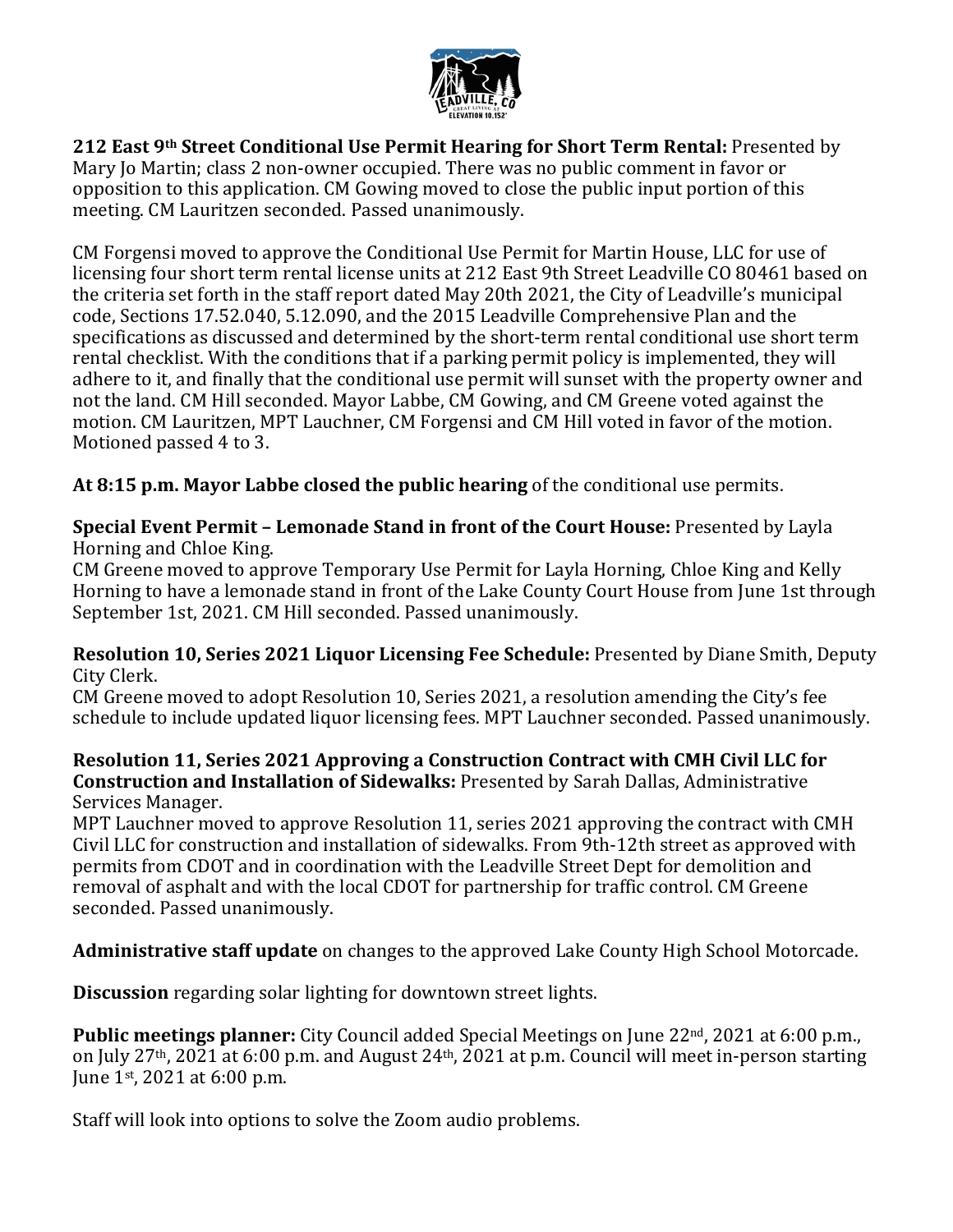**212 East 9th Street Conditional Use Permit Hearing for Short Term Rental:** Presented by Mary Jo Martin; class 2 non-owner occupied. There was no public comment in favor or opposition to this application. CM Gowing moved to close the public input portion of this meeting. CM Lauritzen seconded. Passed unanimously.

CM Forgensi moved to approve the Conditional Use Permit for Martin House, LLC for use of licensing four short term rental license units at 212 East 9th Street Leadville CO 80461 based on the criteria set forth in the staff report dated May 20th 2021, the City of Leadville's municipal code, Sections 17.52.040, 5.12.090, and the 2015 Leadville Comprehensive Plan and the specifications as discussed and determined by the short-term rental conditional use short term rental checklist. With the conditions that if a parking permit policy is implemented, they will adhere to it, and finally that the conditional use permit will sunset with the property owner and not the land. CM Hill seconded. Mayor Labbe, CM Gowing, and CM Greene voted against the motion. CM Lauritzen, MPT Lauchner, CM Forgensi and CM Hill voted in favor of the motion. Motioned passed 4 to 3.

**At 8:15 p.m. Mayor Labbe closed the public hearing** of the conditional use permits.

**Special Event Permit – Lemonade Stand in front of the Court House:** Presented by Layla Horning and Chloe King.
CM Greene moved to approve Temporary Use Permit for Layla Horning, Chloe King and Kelly Horning to have a lemonade stand in front of the Lake County Court House from June 1st through September 1st, 2021. CM Hill seconded. Passed unanimously.

**Resolution 10, Series 2021 Liquor Licensing Fee Schedule:** Presented by Diane Smith, Deputy City Clerk.
CM Greene moved to adopt Resolution 10, Series 2021, a resolution amending the City's fee schedule to include updated liquor licensing fees. MPT Lauchner seconded. Passed unanimously.

**Resolution 11, Series 2021 Approving a Construction Contract with CMH Civil LLC for Construction and Installation of Sidewalks:** Presented by Sarah Dallas, Administrative Services Manager.
MPT Lauchner moved to approve Resolution 11, series 2021 approving the contract with CMH Civil LLC for construction and installation of sidewalks. From 9th-12th street as approved with permits from CDOT and in coordination with the Leadville Street Dept for demolition and removal of asphalt and with the local CDOT for partnership for traffic control. CM Greene seconded. Passed unanimously.

**Administrative staff update** on changes to the approved Lake County High School Motorcade.

**Discussion** regarding solar lighting for downtown street lights.

**Public meetings planner:** City Council added Special Meetings on June 22nd, 2021 at 6:00 p.m., on July 27th, 2021 at 6:00 p.m. and August 24th, 2021 at p.m. Council will meet in-person starting June 1st, 2021 at 6:00 p.m.

Staff will look into options to solve the Zoom audio problems.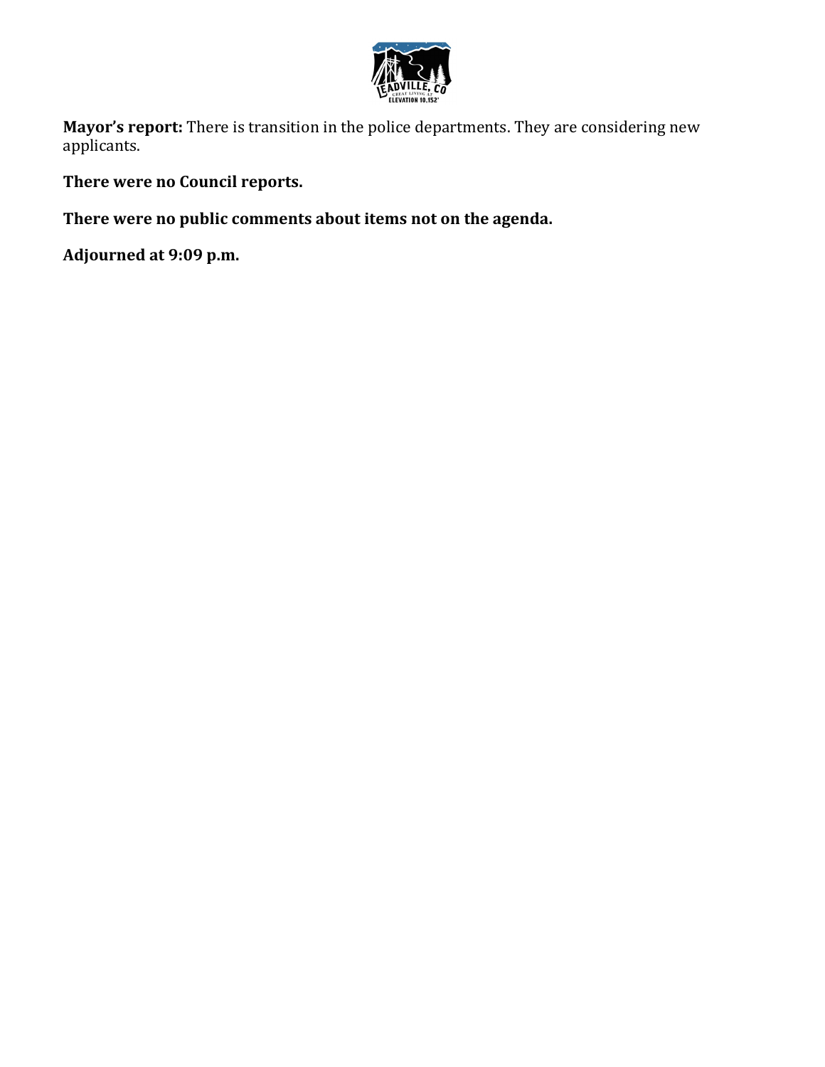**Mayor's report:** There is transition in the police departments. They are considering new applicants.

**There were no Council reports.**

**There were no public comments about items not on the agenda.**

**Adjourned at 9:09 p.m.**